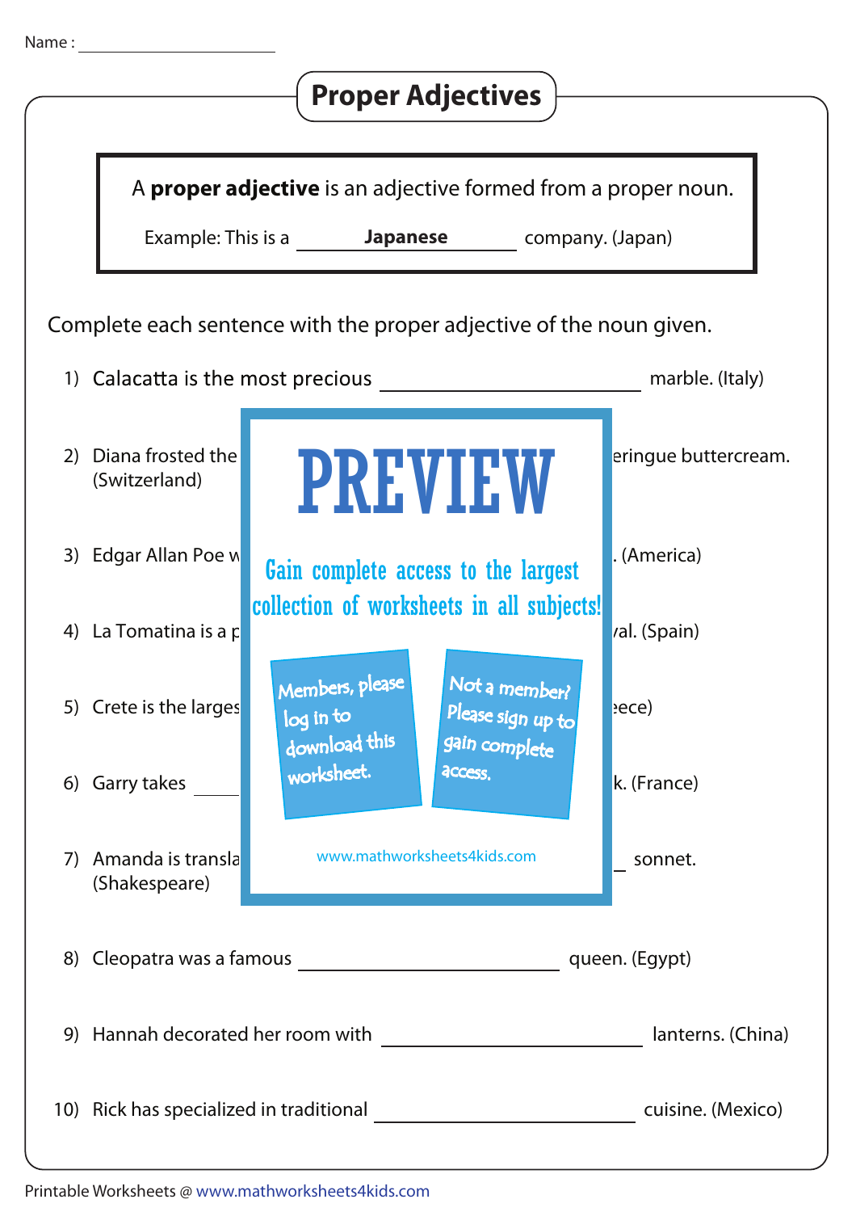Name : ____________________

# Proper Adjectives

A **proper adjective** is an adjective formed from a proper noun.

Example: This is a ____**Japanese**____ company. (Japan)

Complete each sentence with the proper adjective of the noun given.

1) Calacatta is the most precious ____________________ marble. (Italy)

2) Diana frosted the eringue buttercream. (Switzerland)

3) Edgar Allan Poe w . (America)

4) La Tomatina is a p val. (Spain)

5) Crete is the larges eece)

6) Garry takes ______ k. (France)

7) Amanda is transla ______ sonnet. (Shakespeare)

PREVIEW

Gain complete access to the largest collection of worksheets in all subjects!

Members, please log in to download this worksheet.

Not a member? Please sign up to gain complete access.

www.mathworksheets4kids.com

8) Cleopatra was a famous ____________________ queen. (Egypt)

9) Hannah decorated her room with ____________________ lanterns. (China)

10) Rick has specialized in traditional ____________________ cuisine. (Mexico)

Printable Worksheets @ www.mathworksheets4kids.com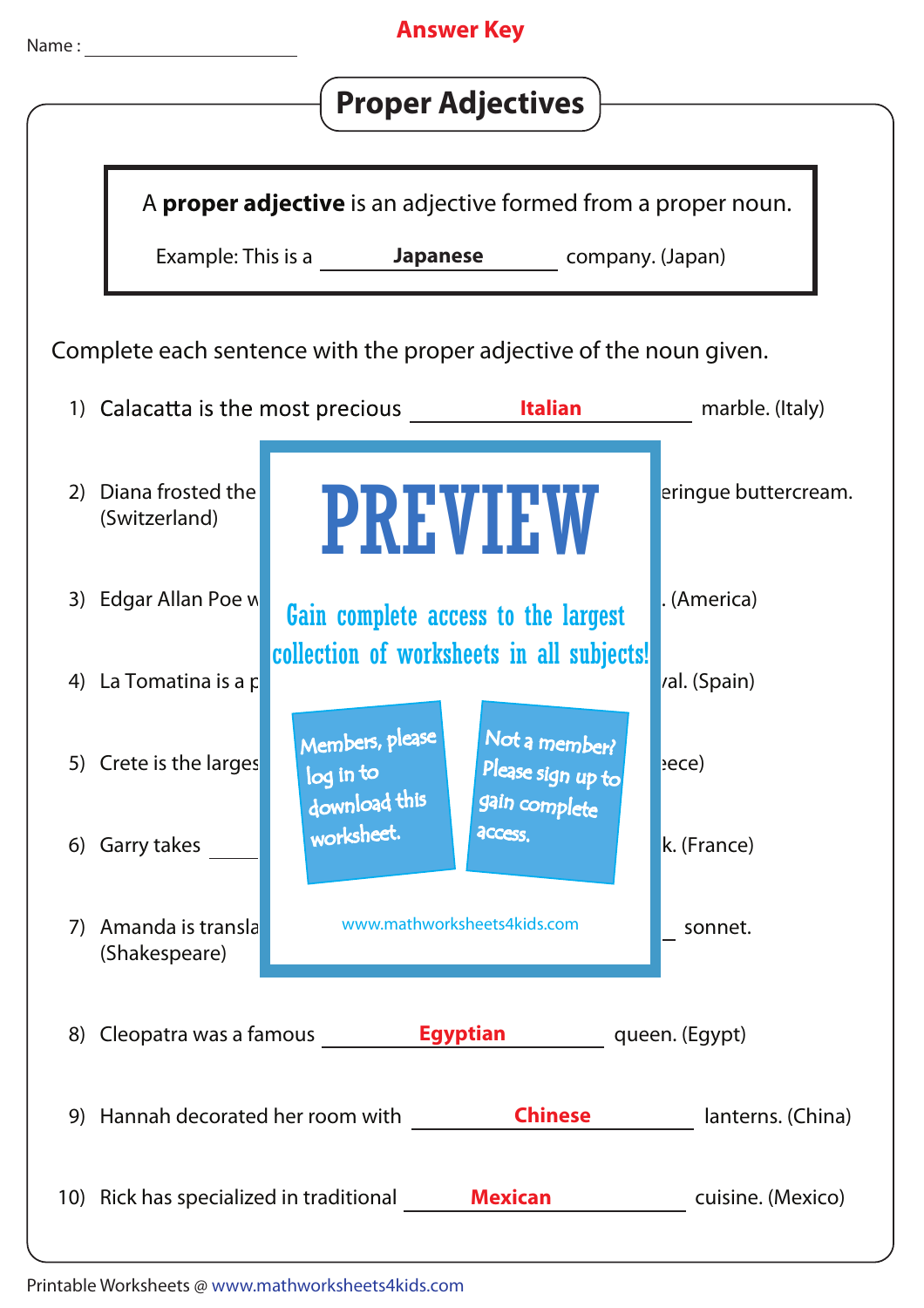Name : ____________________

**Answer Key**

# Proper Adjectives

A **proper adjective** is an adjective formed from a proper noun.

Example: This is a **Japanese** company. (Japan)

Complete each sentence with the proper adjective of the noun given.

1) Calacatta is the most precious **Italian** marble. (Italy)

2) Diana frosted the eringue buttercream. (Switzerland)

3) Edgar Allan Poe w . (America)

4) La Tomatina is a p val. (Spain)

5) Crete is the larges eece)

6) Garry takes k. (France)

7) Amanda is transla sonnet. (Shakespeare)

8) Cleopatra was a famous **Egyptian** queen. (Egypt)

9) Hannah decorated her room with **Chinese** lanterns. (China)

10) Rick has specialized in traditional **Mexican** cuisine. (Mexico)

PREVIEW

Gain complete access to the largest collection of worksheets in all subjects!

Members, please log in to download this worksheet.

Not a member? Please sign up to gain complete access.

www.mathworksheets4kids.com

Printable Worksheets @ www.mathworksheets4kids.com